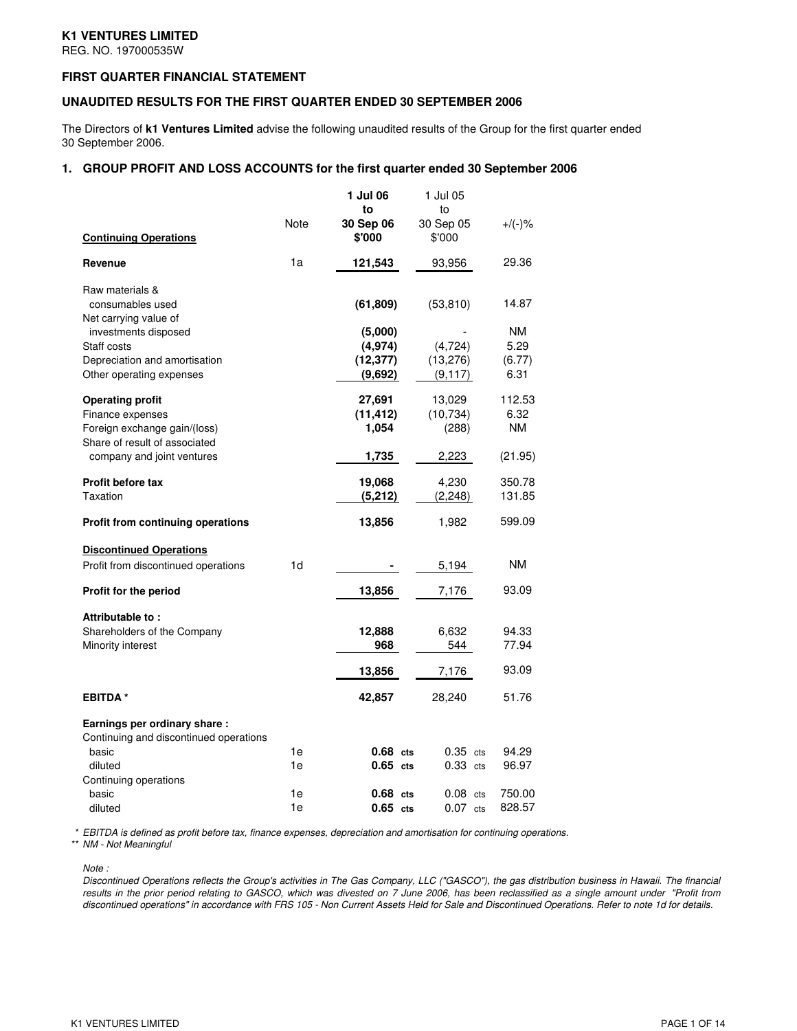**K1 VENTURES LIMITED**
REG. NO. 197000535W

**FIRST QUARTER FINANCIAL STATEMENT**

**UNAUDITED RESULTS FOR THE FIRST QUARTER ENDED 30 SEPTEMBER 2006**

The Directors of **k1 Ventures Limited** advise the following unaudited results of the Group for the first quarter ended 30 September 2006.

## 1. GROUP PROFIT AND LOSS ACCOUNTS for the first quarter ended 30 September 2006

| Continuing Operations | Note | **1 Jul 06 to 30 Sep 06 $'000** | 1 Jul 05 to 30 Sep 05 $'000 | +/(-)% |
|---|---|---|---|---|
| **Revenue** | 1a | **121,543** | 93,956 | 29.36 |
| Raw materials & consumables used | | **(61,809)** | (53,810) | 14.87 |
| Net carrying value of investments disposed | | **(5,000)** | - | NM |
| Staff costs | | **(4,974)** | (4,724) | 5.29 |
| Depreciation and amortisation | | **(12,377)** | (13,276) | (6.77) |
| Other operating expenses | | **(9,692)** | (9,117) | 6.31 |
| **Operating profit** | | **27,691** | 13,029 | 112.53 |
| Finance expenses | | **(11,412)** | (10,734) | 6.32 |
| Foreign exchange gain/(loss) | | **1,054** | (288) | NM |
| Share of result of associated company and joint ventures | | **1,735** | 2,223 | (21.95) |
| **Profit before tax** | | **19,068** | 4,230 | 350.78 |
| Taxation | | **(5,212)** | (2,248) | 131.85 |
| **Profit from continuing operations** | | **13,856** | 1,982 | 599.09 |
| **Discontinued Operations** | | | | |
| Profit from discontinued operations | 1d | **-** | 5,194 | NM |
| **Profit for the period** | | **13,856** | 7,176 | 93.09 |
| **Attributable to :** | | | | |
| Shareholders of the Company | | **12,888** | 6,632 | 94.33 |
| Minority interest | | **968** | 544 | 77.94 |
| | | **13,856** | 7,176 | 93.09 |
| **EBITDA *** | | **42,857** | 28,240 | 51.76 |
| **Earnings per ordinary share :** | | | | |
| Continuing and discontinued operations | | | | |
| basic | 1e | **0.68 cts** | 0.35 cts | 94.29 |
| diluted | 1e | **0.65 cts** | 0.33 cts | 96.97 |
| Continuing operations | | | | |
| basic | 1e | **0.68 cts** | 0.08 cts | 750.00 |
| diluted | 1e | **0.65 cts** | 0.07 cts | 828.57 |

*\* EBITDA is defined as profit before tax, finance expenses, depreciation and amortisation for continuing operations.*
*\*\* NM - Not Meaningful*

*Note :*
*Discontinued Operations reflects the Group's activities in The Gas Company, LLC ("GASCO"), the gas distribution business in Hawaii. The financial results in the prior period relating to GASCO, which was divested on 7 June 2006, has been reclassified as a single amount under "Profit from discontinued operations" in accordance with FRS 105 - Non Current Assets Held for Sale and Discontinued Operations. Refer to note 1d for details.*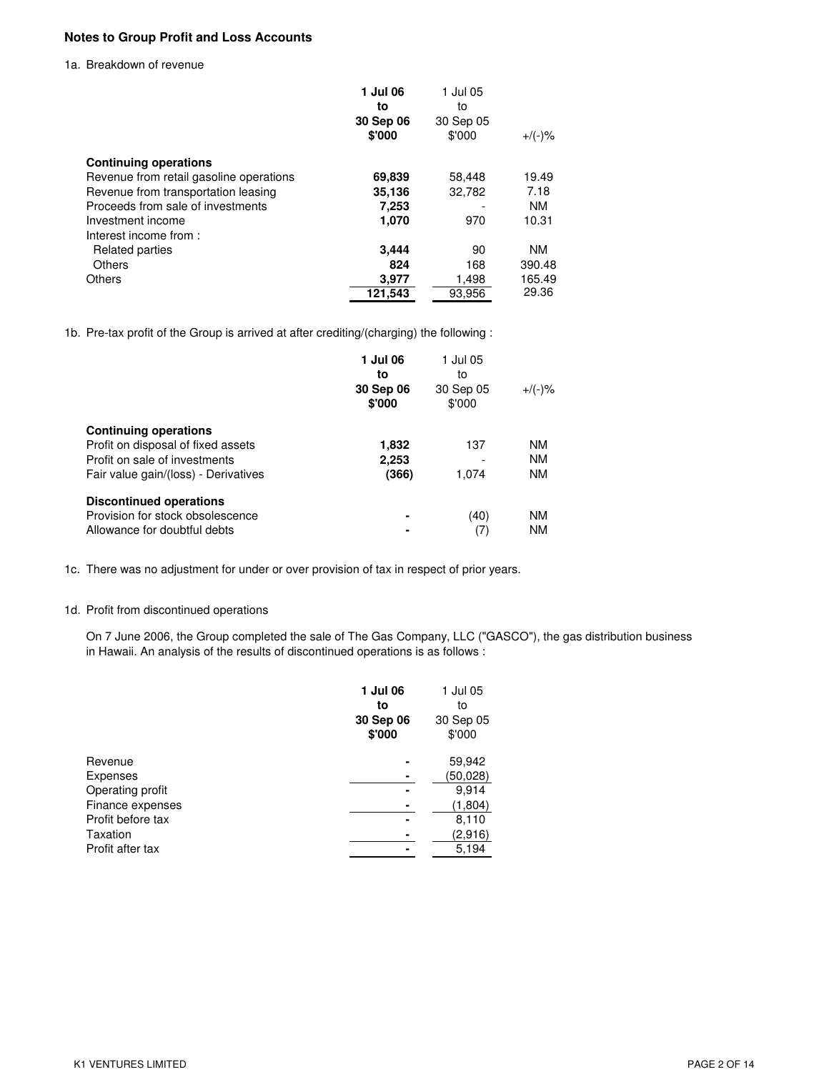## Notes to Group Profit and Loss Accounts

1a. Breakdown of revenue

| | **1 Jul 06 to 30 Sep 06 $'000** | 1 Jul 05 to 30 Sep 05 $'000 | +/(-)% |
|---|---|---|---|
| **Continuing operations** | | | |
| Revenue from retail gasoline operations | **69,839** | 58,448 | 19.49 |
| Revenue from transportation leasing | **35,136** | 32,782 | 7.18 |
| Proceeds from sale of investments | **7,253** | - | NM |
| Investment income | **1,070** | 970 | 10.31 |
| Interest income from : | | | |
| Related parties | **3,444** | 90 | NM |
| Others | **824** | 168 | 390.48 |
| Others | **3,977** | 1,498 | 165.49 |
| | **121,543** | 93,956 | 29.36 |

1b. Pre-tax profit of the Group is arrived at after crediting/(charging) the following :

| | **1 Jul 06 to 30 Sep 06 $'000** | 1 Jul 05 to 30 Sep 05 $'000 | +/(-)% |
|---|---|---|---|
| **Continuing operations** | | | |
| Profit on disposal of fixed assets | **1,832** | 137 | NM |
| Profit on sale of investments | **2,253** | - | NM |
| Fair value gain/(loss) - Derivatives | **(366)** | 1,074 | NM |
| **Discontinued operations** | | | |
| Provision for stock obsolescence | **-** | (40) | NM |
| Allowance for doubtful debts | **-** | (7) | NM |

1c. There was no adjustment for under or over provision of tax in respect of prior years.

1d. Profit from discontinued operations

On 7 June 2006, the Group completed the sale of The Gas Company, LLC ("GASCO"), the gas distribution business in Hawaii. An analysis of the results of discontinued operations is as follows :

| | **1 Jul 06 to 30 Sep 06 $'000** | 1 Jul 05 to 30 Sep 05 $'000 |
|---|---|---|
| Revenue | **-** | 59,942 |
| Expenses | **-** | (50,028) |
| Operating profit | **-** | 9,914 |
| Finance expenses | **-** | (1,804) |
| Profit before tax | **-** | 8,110 |
| Taxation | **-** | (2,916) |
| Profit after tax | **-** | 5,194 |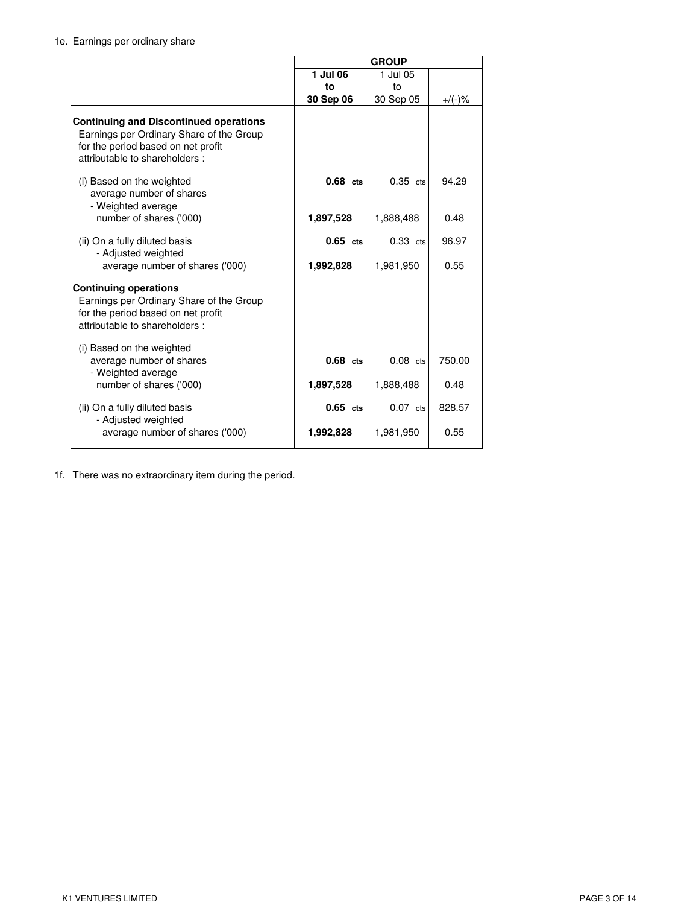1e. Earnings per ordinary share

| | GROUP | | |
|---|---|---|---|
| | **1 Jul 06 to 30 Sep 06** | 1 Jul 05 to 30 Sep 05 | +/(-)% |
| **Continuing and Discontinued operations** | | | |
| Earnings per Ordinary Share of the Group for the period based on net profit attributable to shareholders : | | | |
| (i) Based on the weighted average number of shares | **0.68 cts** | 0.35 cts | 94.29 |
| - Weighted average number of shares ('000) | **1,897,528** | 1,888,488 | 0.48 |
| (ii) On a fully diluted basis | **0.65 cts** | 0.33 cts | 96.97 |
| - Adjusted weighted average number of shares ('000) | **1,992,828** | 1,981,950 | 0.55 |
| **Continuing operations** | | | |
| Earnings per Ordinary Share of the Group for the period based on net profit attributable to shareholders : | | | |
| (i) Based on the weighted average number of shares | **0.68 cts** | 0.08 cts | 750.00 |
| - Weighted average number of shares ('000) | **1,897,528** | 1,888,488 | 0.48 |
| (ii) On a fully diluted basis | **0.65 cts** | 0.07 cts | 828.57 |
| - Adjusted weighted average number of shares ('000) | **1,992,828** | 1,981,950 | 0.55 |

1f. There was no extraordinary item during the period.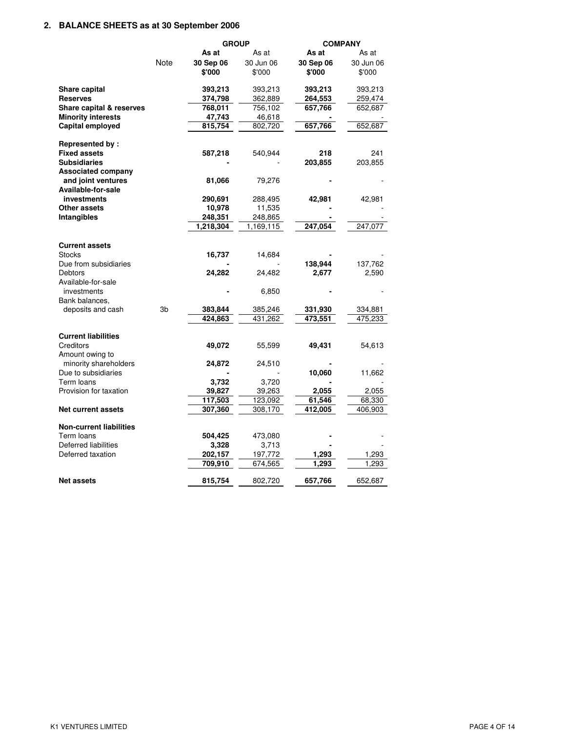## 2. BALANCE SHEETS as at 30 September 2006

| | Note | GROUP | | COMPANY | |
|---|---|---|---|---|---|
| | | **As at 30 Sep 06 $'000** | As at 30 Jun 06 $'000 | **As at 30 Sep 06 $'000** | As at 30 Jun 06 $'000 |
| **Share capital** | | **393,213** | 393,213 | **393,213** | 393,213 |
| **Reserves** | | **374,798** | 362,889 | **264,553** | 259,474 |
| **Share capital & reserves** | | **768,011** | 756,102 | **657,766** | 652,687 |
| **Minority interests** | | **47,743** | 46,618 | **-** | - |
| **Capital employed** | | **815,754** | 802,720 | **657,766** | 652,687 |
| | | | | | |
| **Represented by :** | | | | | |
| **Fixed assets** | | **587,218** | 540,944 | **218** | 241 |
| **Subsidiaries** | | **-** | - | **203,855** | 203,855 |
| **Associated company and joint ventures** | | **81,066** | 79,276 | **-** | - |
| **Available-for-sale investments** | | **290,691** | 288,495 | **42,981** | 42,981 |
| **Other assets** | | **10,978** | 11,535 | **-** | - |
| **Intangibles** | | **248,351** | 248,865 | **-** | - |
| | | **1,218,304** | 1,169,115 | **247,054** | 247,077 |
| | | | | | |
| **Current assets** | | | | | |
| Stocks | | **16,737** | 14,684 | **-** | - |
| Due from subsidiaries | | **-** | - | **138,944** | 137,762 |
| Debtors | | **24,282** | 24,482 | **2,677** | 2,590 |
| Available-for-sale investments | | **-** | 6,850 | **-** | - |
| Bank balances, deposits and cash | 3b | **383,844** | 385,246 | **331,930** | 334,881 |
| | | **424,863** | 431,262 | **473,551** | 475,233 |
| | | | | | |
| **Current liabilities** | | | | | |
| Creditors | | **49,072** | 55,599 | **49,431** | 54,613 |
| Amount owing to minority shareholders | | **24,872** | 24,510 | **-** | - |
| Due to subsidiaries | | **-** | - | **10,060** | 11,662 |
| Term loans | | **3,732** | 3,720 | **-** | - |
| Provision for taxation | | **39,827** | 39,263 | **2,055** | 2,055 |
| | | **117,503** | 123,092 | **61,546** | 68,330 |
| **Net current assets** | | **307,360** | 308,170 | **412,005** | 406,903 |
| | | | | | |
| **Non-current liabilities** | | | | | |
| Term loans | | **504,425** | 473,080 | **-** | - |
| Deferred liabilities | | **3,328** | 3,713 | **-** | - |
| Deferred taxation | | **202,157** | 197,772 | **1,293** | 1,293 |
| | | **709,910** | 674,565 | **1,293** | 1,293 |
| | | | | | |
| **Net assets** | | **815,754** | 802,720 | **657,766** | 652,687 |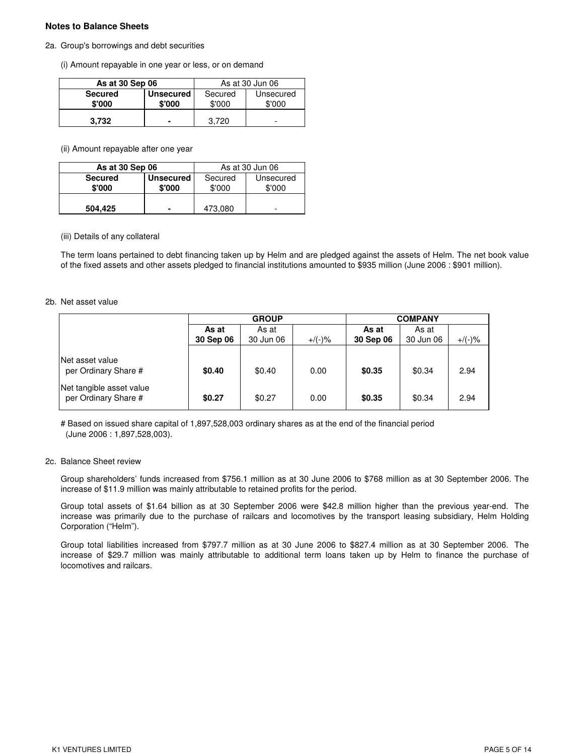**Notes to Balance Sheets**

2a. Group's borrowings and debt securities

(i) Amount repayable in one year or less, or on demand

| As at 30 Sep 06 | | As at 30 Jun 06 | |
|---|---|---|---|
| **Secured $'000** | **Unsecured $'000** | Secured $'000 | Unsecured $'000 |
| **3,732** | **-** | 3,720 | - |

(ii) Amount repayable after one year

| As at 30 Sep 06 | | As at 30 Jun 06 | |
|---|---|---|---|
| **Secured $'000** | **Unsecured $'000** | Secured $'000 | Unsecured $'000 |
| **504,425** | **-** | 473,080 | - |

(iii) Details of any collateral

The term loans pertained to debt financing taken up by Helm and are pledged against the assets of Helm. The net book value of the fixed assets and other assets pledged to financial institutions amounted to $935 million (June 2006 : $901 million).

2b. Net asset value

| | GROUP | | | COMPANY | | |
|---|---|---|---|---|---|---|
| | **As at 30 Sep 06** | As at 30 Jun 06 | +/(-)% | **As at 30 Sep 06** | As at 30 Jun 06 | +/(-)% |
| Net asset value per Ordinary Share # | **$0.40** | $0.40 | 0.00 | **$0.35** | $0.34 | 2.94 |
| Net tangible asset value per Ordinary Share # | **$0.27** | $0.27 | 0.00 | **$0.35** | $0.34 | 2.94 |

# Based on issued share capital of 1,897,528,003 ordinary shares as at the end of the financial period (June 2006 : 1,897,528,003).

2c. Balance Sheet review

Group shareholders' funds increased from $756.1 million as at 30 June 2006 to $768 million as at 30 September 2006. The increase of $11.9 million was mainly attributable to retained profits for the period.

Group total assets of $1.64 billion as at 30 September 2006 were $42.8 million higher than the previous year-end. The increase was primarily due to the purchase of railcars and locomotives by the transport leasing subsidiary, Helm Holding Corporation ("Helm").

Group total liabilities increased from $797.7 million as at 30 June 2006 to $827.4 million as at 30 September 2006. The increase of $29.7 million was mainly attributable to additional term loans taken up by Helm to finance the purchase of locomotives and railcars.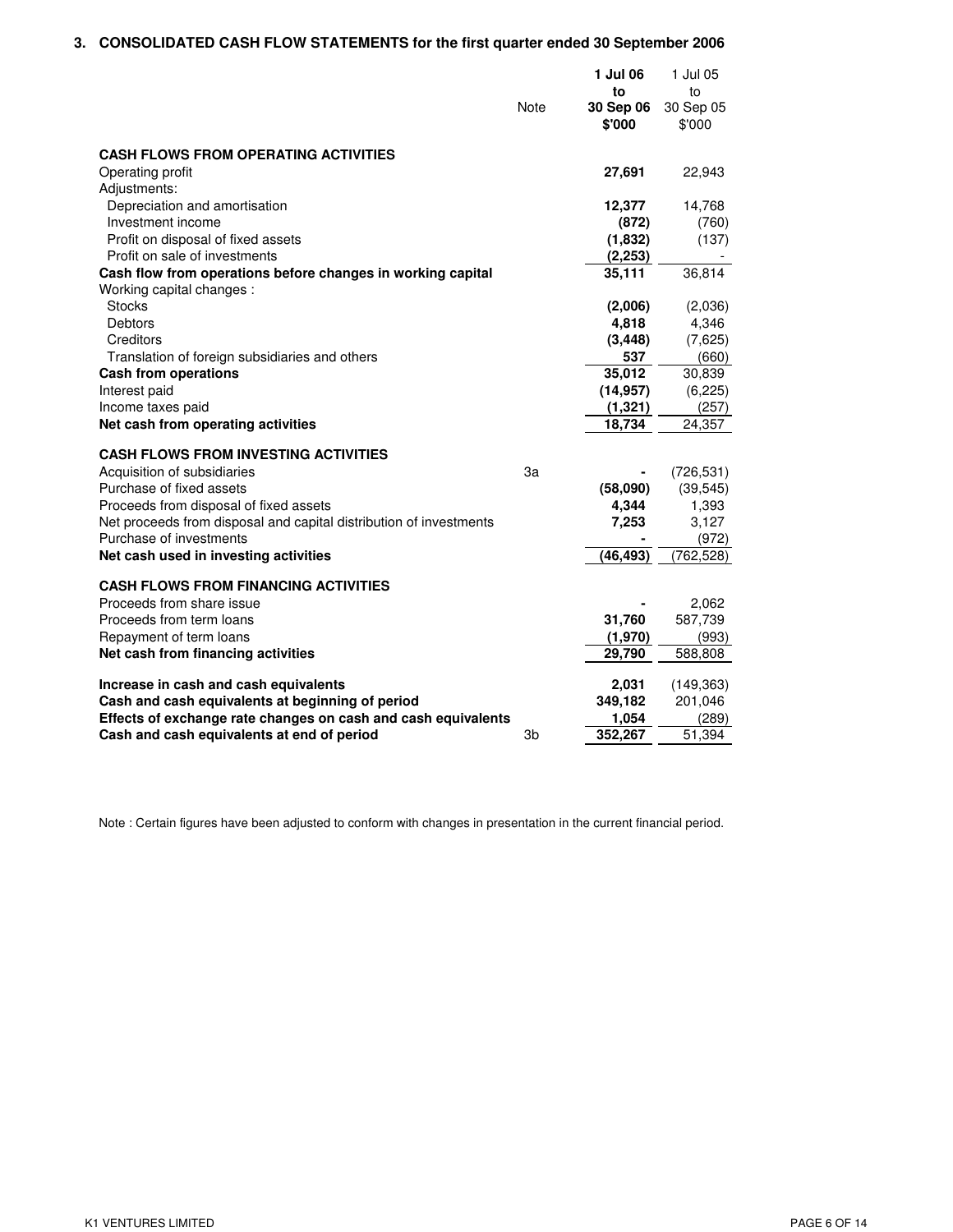## 3. CONSOLIDATED CASH FLOW STATEMENTS for the first quarter ended 30 September 2006

| | Note | **1 Jul 06 to 30 Sep 06 $'000** | 1 Jul 05 to 30 Sep 05 $'000 |
|---|---|---|---|
| **CASH FLOWS FROM OPERATING ACTIVITIES** | | | |
| Operating profit | | **27,691** | 22,943 |
| Adjustments: | | | |
| Depreciation and amortisation | | **12,377** | 14,768 |
| Investment income | | **(872)** | (760) |
| Profit on disposal of fixed assets | | **(1,832)** | (137) |
| Profit on sale of investments | | **(2,253)** | - |
| **Cash flow from operations before changes in working capital** | | **35,111** | 36,814 |
| Working capital changes : | | | |
| Stocks | | **(2,006)** | (2,036) |
| Debtors | | **4,818** | 4,346 |
| Creditors | | **(3,448)** | (7,625) |
| Translation of foreign subsidiaries and others | | **537** | (660) |
| **Cash from operations** | | **35,012** | 30,839 |
| Interest paid | | **(14,957)** | (6,225) |
| Income taxes paid | | **(1,321)** | (257) |
| **Net cash from operating activities** | | **18,734** | 24,357 |
| | | | |
| **CASH FLOWS FROM INVESTING ACTIVITIES** | | | |
| Acquisition of subsidiaries | 3a | **-** | (726,531) |
| Purchase of fixed assets | | **(58,090)** | (39,545) |
| Proceeds from disposal of fixed assets | | **4,344** | 1,393 |
| Net proceeds from disposal and capital distribution of investments | | **7,253** | 3,127 |
| Purchase of investments | | **-** | (972) |
| **Net cash used in investing activities** | | **(46,493)** | (762,528) |
| | | | |
| **CASH FLOWS FROM FINANCING ACTIVITIES** | | | |
| Proceeds from share issue | | **-** | 2,062 |
| Proceeds from term loans | | **31,760** | 587,739 |
| Repayment of term loans | | **(1,970)** | (993) |
| **Net cash from financing activities** | | **29,790** | 588,808 |
| | | | |
| **Increase in cash and cash equivalents** | | **2,031** | (149,363) |
| **Cash and cash equivalents at beginning of period** | | **349,182** | 201,046 |
| **Effects of exchange rate changes on cash and cash equivalents** | | **1,054** | (289) |
| **Cash and cash equivalents at end of period** | 3b | **352,267** | 51,394 |

Note : Certain figures have been adjusted to conform with changes in presentation in the current financial period.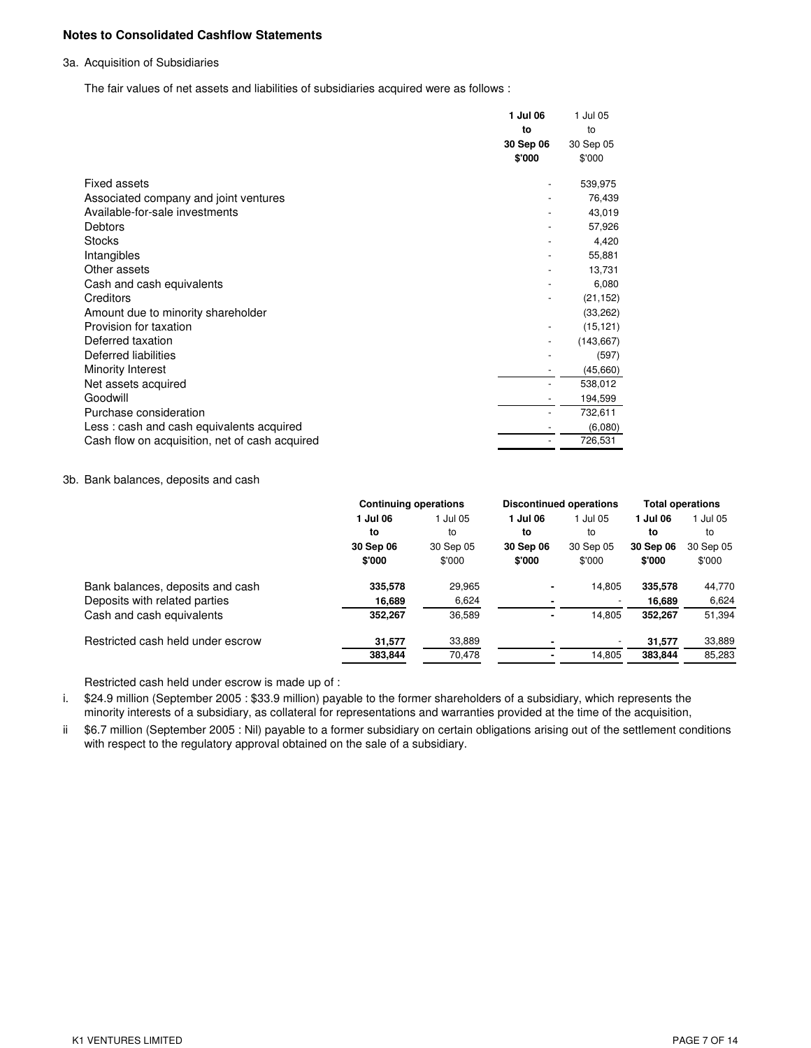**Notes to Consolidated Cashflow Statements**

3a. Acquisition of Subsidiaries

The fair values of net assets and liabilities of subsidiaries acquired were as follows :

| | 1 Jul 06 to 30 Sep 06 $'000 | 1 Jul 05 to 30 Sep 05 $'000 |
|---|---|---|
| Fixed assets | - | 539,975 |
| Associated company and joint ventures | - | 76,439 |
| Available-for-sale investments | - | 43,019 |
| Debtors | - | 57,926 |
| Stocks | - | 4,420 |
| Intangibles | - | 55,881 |
| Other assets | - | 13,731 |
| Cash and cash equivalents | - | 6,080 |
| Creditors | - | (21,152) |
| Amount due to minority shareholder | | (33,262) |
| Provision for taxation | - | (15,121) |
| Deferred taxation | - | (143,667) |
| Deferred liabilities | - | (597) |
| Minority Interest | - | (45,660) |
| Net assets acquired | - | 538,012 |
| Goodwill | - | 194,599 |
| Purchase consideration | - | 732,611 |
| Less : cash and cash equivalents acquired | - | (6,080) |
| Cash flow on acquisition, net of cash acquired | - | 726,531 |

3b. Bank balances, deposits and cash

| | Continuing operations | | Discontinued operations | | Total operations | |
|---|---|---|---|---|---|---|
| | 1 Jul 06 to 30 Sep 06 $'000 | 1 Jul 05 to 30 Sep 05 $'000 | 1 Jul 06 to 30 Sep 06 $'000 | 1 Jul 05 to 30 Sep 05 $'000 | 1 Jul 06 to 30 Sep 06 $'000 | 1 Jul 05 to 30 Sep 05 $'000 |
| Bank balances, deposits and cash | 335,578 | 29,965 | - | 14,805 | 335,578 | 44,770 |
| Deposits with related parties | 16,689 | 6,624 | - | - | 16,689 | 6,624 |
| Cash and cash equivalents | 352,267 | 36,589 | - | 14,805 | 352,267 | 51,394 |
| Restricted cash held under escrow | 31,577 | 33,889 | - | - | 31,577 | 33,889 |
| | 383,844 | 70,478 | - | 14,805 | 383,844 | 85,283 |

Restricted cash held under escrow is made up of :

i. $24.9 million (September 2005 : $33.9 million) payable to the former shareholders of a subsidiary, which represents the minority interests of a subsidiary, as collateral for representations and warranties provided at the time of the acquisition,

ii $6.7 million (September 2005 : Nil) payable to a former subsidiary on certain obligations arising out of the settlement conditions with respect to the regulatory approval obtained on the sale of a subsidiary.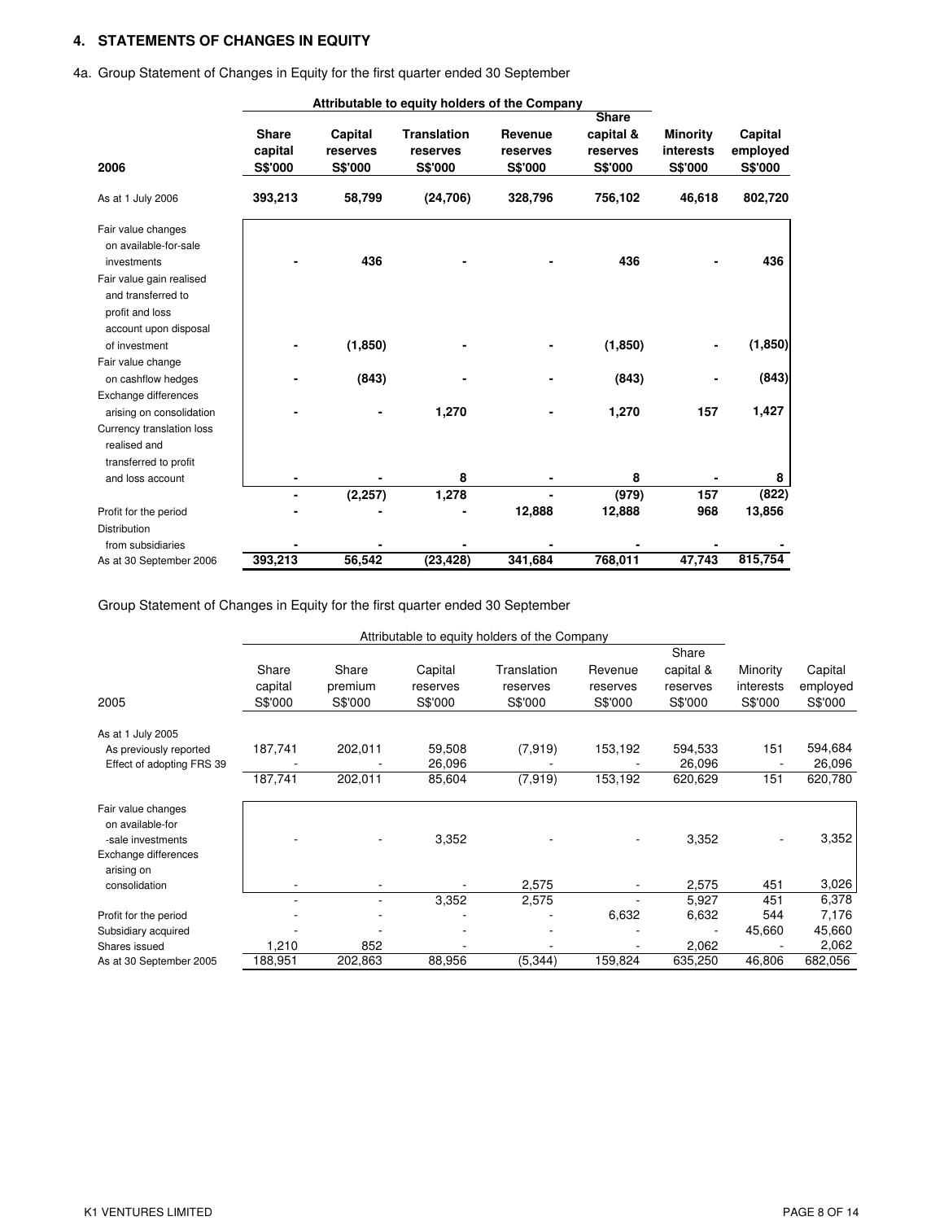## 4. STATEMENTS OF CHANGES IN EQUITY

4a. Group Statement of Changes in Equity for the first quarter ended 30 September

| 2006 | Share capital S$'000 | Capital reserves S$'000 | Translation reserves S$'000 | Revenue reserves S$'000 | Share capital & reserves S$'000 | Minority interests S$'000 | Capital employed S$'000 |
|---|---|---|---|---|---|---|---|
| | Attributable to equity holders of the Company | | | | | | |
| **As at 1 July 2006** | **393,213** | **58,799** | **(24,706)** | **328,796** | **756,102** | **46,618** | **802,720** |
| Fair value changes on available-for-sale investments | **-** | **436** | **-** | **-** | **436** | **-** | **436** |
| Fair value gain realised and transferred to profit and loss account upon disposal of investment | **-** | **(1,850)** | **-** | **-** | **(1,850)** | **-** | **(1,850)** |
| Fair value change on cashflow hedges | **-** | **(843)** | **-** | **-** | **(843)** | **-** | **(843)** |
| Exchange differences arising on consolidation | **-** | **-** | **1,270** | **-** | **1,270** | **157** | **1,427** |
| Currency translation loss realised and transferred to profit and loss account | **-** | **-** | **8** | **-** | **8** | **-** | **8** |
| | **-** | **(2,257)** | **1,278** | **-** | **(979)** | **157** | **(822)** |
| Profit for the period | **-** | **-** | **-** | **12,888** | **12,888** | **968** | **13,856** |
| Distribution from subsidiaries | **-** | **-** | **-** | **-** | **-** | **-** | **-** |
| As at 30 September 2006 | **393,213** | **56,542** | **(23,428)** | **341,684** | **768,011** | **47,743** | **815,754** |

Group Statement of Changes in Equity for the first quarter ended 30 September

| 2005 | Share capital S$'000 | Share premium S$'000 | Capital reserves S$'000 | Translation reserves S$'000 | Revenue reserves S$'000 | Share capital & reserves S$'000 | Minority interests S$'000 | Capital employed S$'000 |
|---|---|---|---|---|---|---|---|---|
| | Attributable to equity holders of the Company | | | | | | | |
| As at 1 July 2005 | | | | | | | | |
| As previously reported | 187,741 | 202,011 | 59,508 | (7,919) | 153,192 | 594,533 | 151 | 594,684 |
| Effect of adopting FRS 39 | - | - | 26,096 | - | - | 26,096 | - | 26,096 |
| | 187,741 | 202,011 | 85,604 | (7,919) | 153,192 | 620,629 | 151 | 620,780 |
| Fair value changes on available-for-sale investments | - | - | 3,352 | - | - | 3,352 | - | 3,352 |
| Exchange differences arising on consolidation | - | - | - | 2,575 | - | 2,575 | 451 | 3,026 |
| | - | - | 3,352 | 2,575 | - | 5,927 | 451 | 6,378 |
| Profit for the period | - | - | - | - | 6,632 | 6,632 | 544 | 7,176 |
| Subsidiary acquired | - | - | - | - | - | - | 45,660 | 45,660 |
| Shares issued | 1,210 | 852 | - | - | - | 2,062 | - | 2,062 |
| As at 30 September 2005 | 188,951 | 202,863 | 88,956 | (5,344) | 159,824 | 635,250 | 46,806 | 682,056 |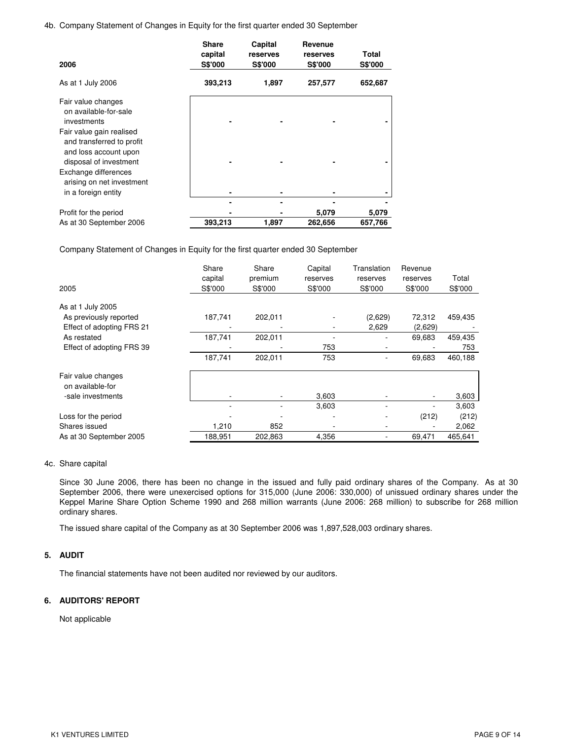4b. Company Statement of Changes in Equity for the first quarter ended 30 September

| 2006 | Share capital S$'000 | Capital reserves S$'000 | Revenue reserves S$'000 | Total S$'000 |
|---|---|---|---|---|
| As at 1 July 2006 | 393,213 | 1,897 | 257,577 | 652,687 |
| Fair value changes on available-for-sale investments | - | - | - | - |
| Fair value gain realised and transferred to profit and loss account upon disposal of investment | - | - | - | - |
| Exchange differences arising on net investment in a foreign entity | - | - | - | - |
| | - | - | - | - |
| Profit for the period | - | - | 5,079 | 5,079 |
| As at 30 September 2006 | 393,213 | 1,897 | 262,656 | 657,766 |

Company Statement of Changes in Equity for the first quarter ended 30 September

| 2005 | Share capital S$'000 | Share premium S$'000 | Capital reserves S$'000 | Translation reserves S$'000 | Revenue reserves S$'000 | Total S$'000 |
|---|---|---|---|---|---|---|
| As at 1 July 2005 | | | | | | |
| As previously reported | 187,741 | 202,011 | - | (2,629) | 72,312 | 459,435 |
| Effect of adopting FRS 21 | - | - | - | 2,629 | (2,629) | - |
| As restated | 187,741 | 202,011 | - | - | 69,683 | 459,435 |
| Effect of adopting FRS 39 | - | - | 753 | - | - | 753 |
| | 187,741 | 202,011 | 753 | - | 69,683 | 460,188 |
| Fair value changes on available-for -sale investments | - | - | 3,603 | - | - | 3,603 |
| | - | - | 3,603 | - | - | 3,603 |
| Loss for the period | - | - | - | - | (212) | (212) |
| Shares issued | 1,210 | 852 | - | - | - | 2,062 |
| As at 30 September 2005 | 188,951 | 202,863 | 4,356 | - | 69,471 | 465,641 |

4c. Share capital

Since 30 June 2006, there has been no change in the issued and fully paid ordinary shares of the Company. As at 30 September 2006, there were unexercised options for 315,000 (June 2006: 330,000) of unissued ordinary shares under the Keppel Marine Share Option Scheme 1990 and 268 million warrants (June 2006: 268 million) to subscribe for 268 million ordinary shares.

The issued share capital of the Company as at 30 September 2006 was 1,897,528,003 ordinary shares.

## 5. AUDIT

The financial statements have not been audited nor reviewed by our auditors.

## 6. AUDITORS' REPORT

Not applicable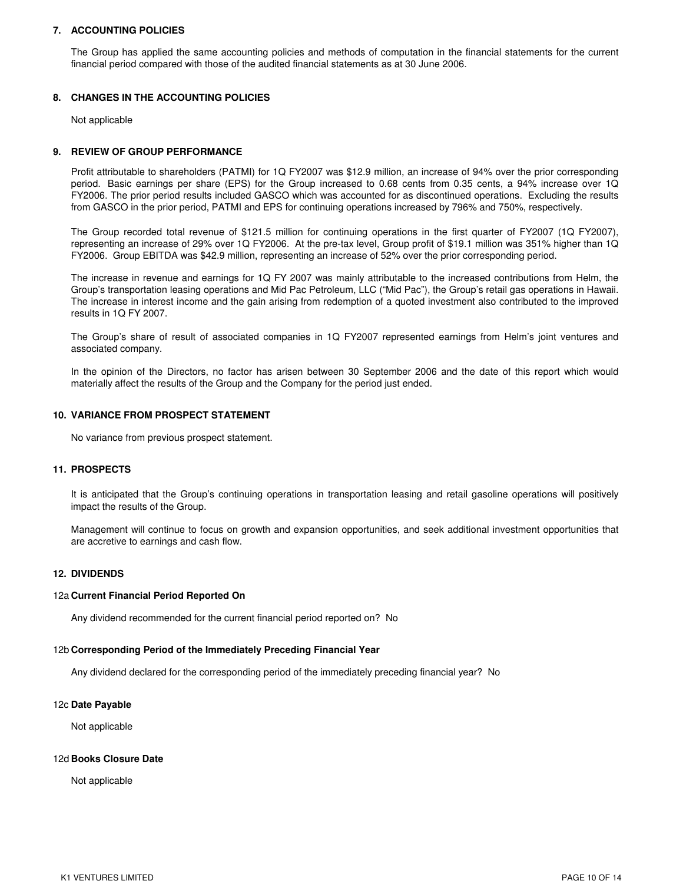## 7. ACCOUNTING POLICIES

The Group has applied the same accounting policies and methods of computation in the financial statements for the current financial period compared with those of the audited financial statements as at 30 June 2006.

## 8. CHANGES IN THE ACCOUNTING POLICIES

Not applicable

## 9. REVIEW OF GROUP PERFORMANCE

Profit attributable to shareholders (PATMI) for 1Q FY2007 was $12.9 million, an increase of 94% over the prior corresponding period. Basic earnings per share (EPS) for the Group increased to 0.68 cents from 0.35 cents, a 94% increase over 1Q FY2006. The prior period results included GASCO which was accounted for as discontinued operations. Excluding the results from GASCO in the prior period, PATMI and EPS for continuing operations increased by 796% and 750%, respectively.

The Group recorded total revenue of $121.5 million for continuing operations in the first quarter of FY2007 (1Q FY2007), representing an increase of 29% over 1Q FY2006. At the pre-tax level, Group profit of $19.1 million was 351% higher than 1Q FY2006. Group EBITDA was $42.9 million, representing an increase of 52% over the prior corresponding period.

The increase in revenue and earnings for 1Q FY 2007 was mainly attributable to the increased contributions from Helm, the Group's transportation leasing operations and Mid Pac Petroleum, LLC ("Mid Pac"), the Group's retail gas operations in Hawaii. The increase in interest income and the gain arising from redemption of a quoted investment also contributed to the improved results in 1Q FY 2007.

The Group's share of result of associated companies in 1Q FY2007 represented earnings from Helm's joint ventures and associated company.

In the opinion of the Directors, no factor has arisen between 30 September 2006 and the date of this report which would materially affect the results of the Group and the Company for the period just ended.

## 10. VARIANCE FROM PROSPECT STATEMENT

No variance from previous prospect statement.

## 11. PROSPECTS

It is anticipated that the Group's continuing operations in transportation leasing and retail gasoline operations will positively impact the results of the Group.

Management will continue to focus on growth and expansion opportunities, and seek additional investment opportunities that are accretive to earnings and cash flow.

## 12. DIVIDENDS

### 12a Current Financial Period Reported On

Any dividend recommended for the current financial period reported on? No

### 12b Corresponding Period of the Immediately Preceding Financial Year

Any dividend declared for the corresponding period of the immediately preceding financial year? No

### 12c Date Payable

Not applicable

### 12d Books Closure Date

Not applicable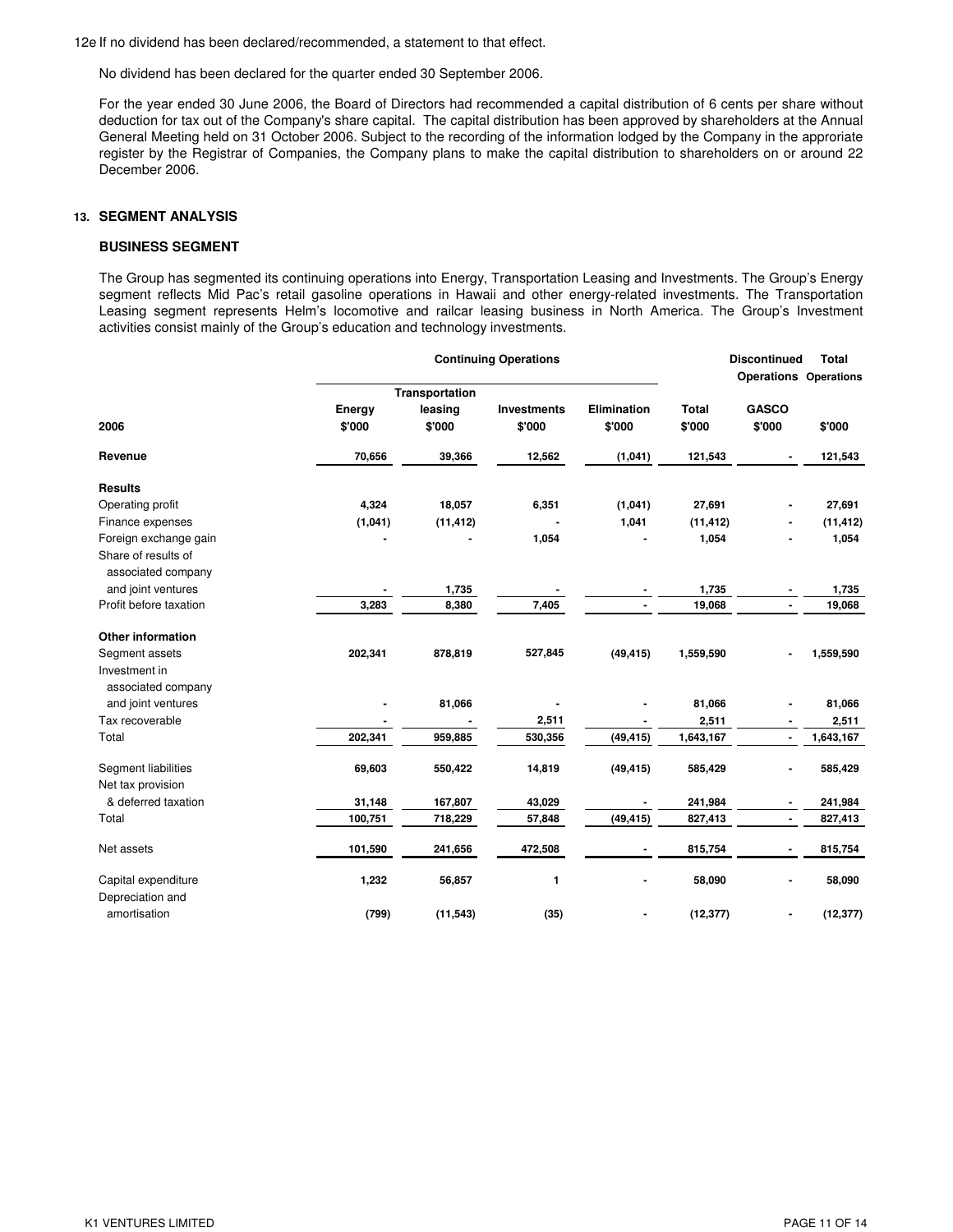12e If no dividend has been declared/recommended, a statement to that effect.

No dividend has been declared for the quarter ended 30 September 2006.

For the year ended 30 June 2006, the Board of Directors had recommended a capital distribution of 6 cents per share without deduction for tax out of the Company's share capital. The capital distribution has been approved by shareholders at the Annual General Meeting held on 31 October 2006. Subject to the recording of the information lodged by the Company in the approriate register by the Registrar of Companies, the Company plans to make the capital distribution to shareholders on or around 22 December 2006.

## 13. SEGMENT ANALYSIS

### BUSINESS SEGMENT

The Group has segmented its continuing operations into Energy, Transportation Leasing and Investments. The Group's Energy segment reflects Mid Pac's retail gasoline operations in Hawaii and other energy-related investments. The Transportation Leasing segment represents Helm's locomotive and railcar leasing business in North America. The Group's Investment activities consist mainly of the Group's education and technology investments.

| | Continuing Operations | | | | | Discontinued Operations | Total Operations |
|---|---|---|---|---|---|---|---|
| **2006** | **Energy $'000** | **Transportation leasing $'000** | **Investments $'000** | **Elimination $'000** | **Total $'000** | **GASCO $'000** | **$'000** |
| **Revenue** | 70,656 | 39,366 | 12,562 | (1,041) | 121,543 | - | 121,543 |
| **Results** | | | | | | | |
| Operating profit | 4,324 | 18,057 | 6,351 | (1,041) | 27,691 | - | 27,691 |
| Finance expenses | (1,041) | (11,412) | - | 1,041 | (11,412) | - | (11,412) |
| Foreign exchange gain | - | - | 1,054 | - | 1,054 | - | 1,054 |
| Share of results of associated company and joint ventures | - | 1,735 | - | - | 1,735 | - | 1,735 |
| Profit before taxation | 3,283 | 8,380 | 7,405 | - | 19,068 | - | 19,068 |
| **Other information** | | | | | | | |
| Segment assets | 202,341 | 878,819 | 527,845 | (49,415) | 1,559,590 | - | 1,559,590 |
| Investment in associated company and joint ventures | - | 81,066 | - | - | 81,066 | - | 81,066 |
| Tax recoverable | - | - | 2,511 | - | 2,511 | - | 2,511 |
| Total | 202,341 | 959,885 | 530,356 | (49,415) | 1,643,167 | - | 1,643,167 |
| Segment liabilities | 69,603 | 550,422 | 14,819 | (49,415) | 585,429 | - | 585,429 |
| Net tax provision & deferred taxation | 31,148 | 167,807 | 43,029 | - | 241,984 | - | 241,984 |
| Total | 100,751 | 718,229 | 57,848 | (49,415) | 827,413 | - | 827,413 |
| Net assets | 101,590 | 241,656 | 472,508 | - | 815,754 | - | 815,754 |
| Capital expenditure | 1,232 | 56,857 | 1 | - | 58,090 | - | 58,090 |
| Depreciation and amortisation | (799) | (11,543) | (35) | - | (12,377) | - | (12,377) |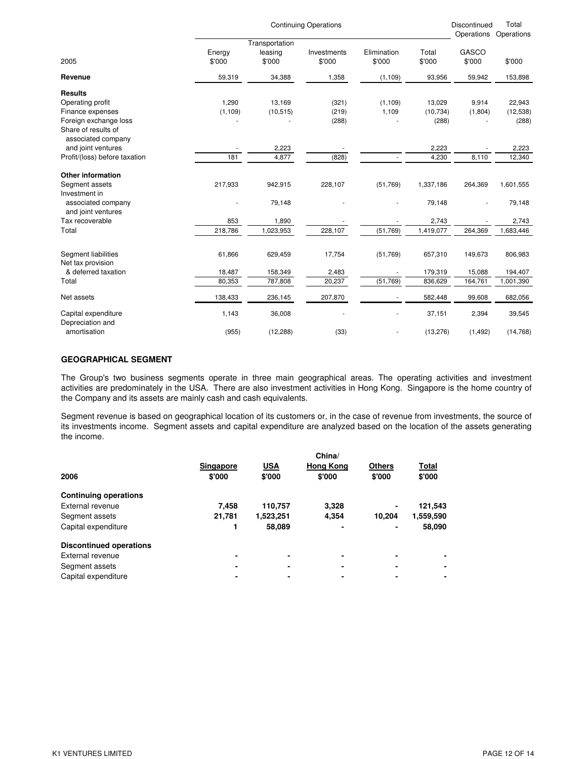| 2005 | Continuing Operations | | | | | Discontinued Operations | Total Operations |
|---|---|---|---|---|---|---|---|
| | Energy $'000 | Transportation leasing $'000 | Investments $'000 | Elimination $'000 | Total $'000 | GASCO $'000 | $'000 |
| **Revenue** | 59,319 | 34,388 | 1,358 | (1,109) | 93,956 | 59,942 | 153,898 |
| **Results** | | | | | | | |
| Operating profit | 1,290 | 13,169 | (321) | (1,109) | 13,029 | 9,914 | 22,943 |
| Finance expenses | (1,109) | (10,515) | (219) | 1,109 | (10,734) | (1,804) | (12,538) |
| Foreign exchange loss | - | - | (288) | - | (288) | - | (288) |
| Share of results of associated company and joint ventures | - | 2,223 | - | | 2,223 | - | 2,223 |
| Profit/(loss) before taxation | 181 | 4,877 | (828) | - | 4,230 | 8,110 | 12,340 |
| **Other information** | | | | | | | |
| Segment assets | 217,933 | 942,915 | 228,107 | (51,769) | 1,337,186 | 264,369 | 1,601,555 |
| Investment in associated company and joint ventures | - | 79,148 | - | - | 79,148 | - | 79,148 |
| Tax recoverable | 853 | 1,890 | - | - | 2,743 | - | 2,743 |
| Total | 218,786 | 1,023,953 | 228,107 | (51,769) | 1,419,077 | 264,369 | 1,683,446 |
| Segment liabilities | 61,866 | 629,459 | 17,754 | (51,769) | 657,310 | 149,673 | 806,983 |
| Net tax provision & deferred taxation | 18,487 | 158,349 | 2,483 | - | 179,319 | 15,088 | 194,407 |
| Total | 80,353 | 787,808 | 20,237 | (51,769) | 836,629 | 164,761 | 1,001,390 |
| Net assets | 138,433 | 236,145 | 207,870 | - | 582,448 | 99,608 | 682,056 |
| Capital expenditure | 1,143 | 36,008 | - | - | 37,151 | 2,394 | 39,545 |
| Depreciation and amortisation | (955) | (12,288) | (33) | - | (13,276) | (1,492) | (14,768) |

**GEOGRAPHICAL SEGMENT**

The Group's two business segments operate in three main geographical areas. The operating activities and investment activities are predominately in the USA. There are also investment activities in Hong Kong. Singapore is the home country of the Company and its assets are mainly cash and cash equivalents.

Segment revenue is based on geographical location of its customers or, in the case of revenue from investments, the source of its investments income. Segment assets and capital expenditure are analyzed based on the location of the assets generating the income.

| 2006 | Singapore $'000 | USA $'000 | China/ Hong Kong $'000 | Others $'000 | Total $'000 |
|---|---|---|---|---|---|
| **Continuing operations** | | | | | |
| External revenue | **7,458** | **110,757** | **3,328** | **-** | **121,543** |
| Segment assets | **21,781** | **1,523,251** | **4,354** | **10,204** | **1,559,590** |
| Capital expenditure | **1** | **58,089** | **-** | **-** | **58,090** |
| **Discontinued operations** | | | | | |
| External revenue | **-** | **-** | **-** | **-** | **-** |
| Segment assets | **-** | **-** | **-** | **-** | **-** |
| Capital expenditure | **-** | **-** | **-** | **-** | **-** |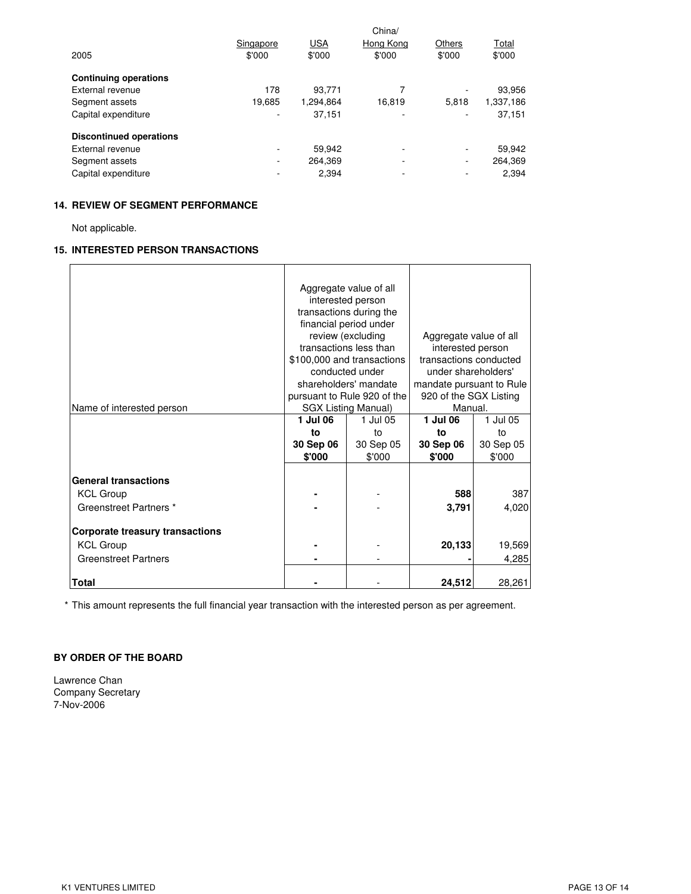| 2005 | Singapore $'000 | USA $'000 | China/ Hong Kong $'000 | Others $'000 | Total $'000 |
|---|---|---|---|---|---|
| **Continuing operations** | | | | | |
| External revenue | 178 | 93,771 | 7 | - | 93,956 |
| Segment assets | 19,685 | 1,294,864 | 16,819 | 5,818 | 1,337,186 |
| Capital expenditure | - | 37,151 | - | - | 37,151 |
| **Discontinued operations** | | | | | |
| External revenue | - | 59,942 | - | - | 59,942 |
| Segment assets | - | 264,369 | - | - | 264,369 |
| Capital expenditure | - | 2,394 | - | - | 2,394 |

## 14. REVIEW OF SEGMENT PERFORMANCE

Not applicable.

## 15. INTERESTED PERSON TRANSACTIONS

| Name of interested person | Aggregate value of all interested person transactions during the financial period under review (excluding transactions less than $100,000 and transactions conducted under shareholders' mandate pursuant to Rule 920 of the SGX Listing Manual) | | Aggregate value of all interested person transactions conducted under shareholders' mandate pursuant to Rule 920 of the SGX Listing Manual. | |
|---|---|---|---|---|
| | **1 Jul 06 to 30 Sep 06 $'000** | 1 Jul 05 to 30 Sep 05 $'000 | **1 Jul 06 to 30 Sep 06 $'000** | 1 Jul 05 to 30 Sep 05 $'000 |
| **General transactions** | | | | |
| KCL Group | **-** | - | **588** | 387 |
| Greenstreet Partners * | **-** | - | **3,791** | 4,020 |
| **Corporate treasury transactions** | | | | |
| KCL Group | **-** | - | **20,133** | 19,569 |
| Greenstreet Partners | **-** | - | **-** | 4,285 |
| **Total** | **-** | - | **24,512** | 28,261 |

\* This amount represents the full financial year transaction with the interested person as per agreement.

**BY ORDER OF THE BOARD**

Lawrence Chan
Company Secretary
7-Nov-2006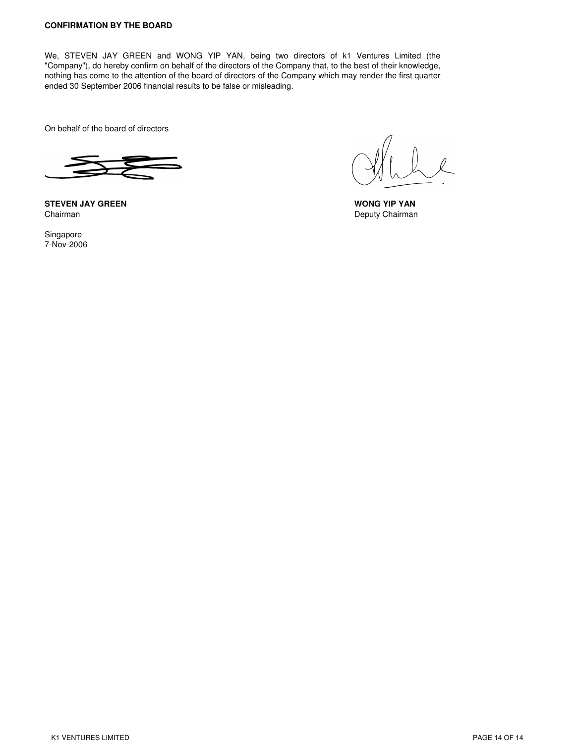**CONFIRMATION BY THE BOARD**

We, STEVEN JAY GREEN and WONG YIP YAN, being two directors of k1 Ventures Limited (the "Company"), do hereby confirm on behalf of the directors of the Company that, to the best of their knowledge, nothing has come to the attention of the board of directors of the Company which may render the first quarter ended 30 September 2006 financial results to be false or misleading.

On behalf of the board of directors

**STEVEN JAY GREEN**
Chairman

**WONG YIP YAN**
Deputy Chairman

Singapore
7-Nov-2006